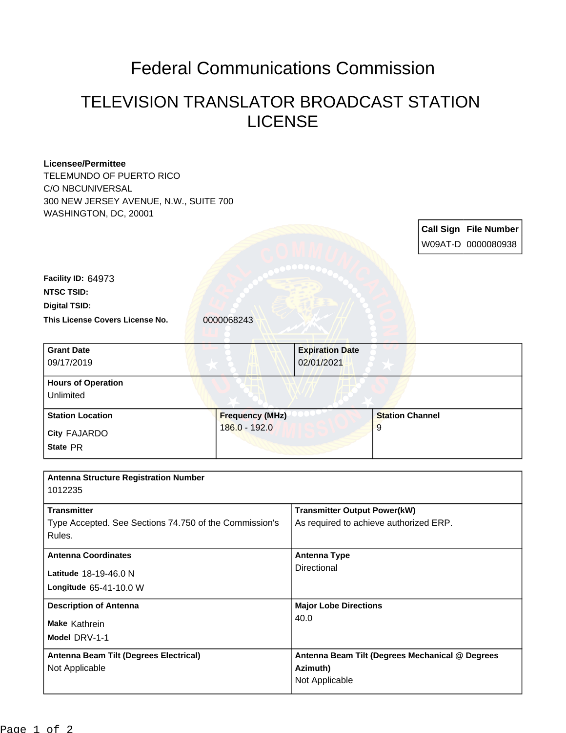# Federal Communications Commission

## TELEVISION TRANSLATOR BROADCAST STATION LICENSE

**Licensee/Permittee**
TELEMUNDO OF PUERTO RICO
C/O NBCUNIVERSAL
300 NEW JERSEY AVENUE, N.W., SUITE 700
WASHINGTON, DC, 20001

| Call Sign | File Number |
|---|---|
| W09AT-D | 0000080938 |

**Facility ID:** 64973
**NTSC TSID:**
**Digital TSID:**
**This License Covers License No.** 0000068243

| Grant Date | Expiration Date |
|---|---|
| 09/17/2019 | 02/01/2021 |

**Hours of Operation**
Unlimited

| Station Location | Frequency (MHz) | Station Channel |
|---|---|---|
| City FAJARDO<br>State PR | 186.0 - 192.0 | 9 |

**Antenna Structure Registration Number**
1012235

| | |
|---|---|
| **Transmitter**<br>Type Accepted. See Sections 74.750 of the Commission's Rules. | **Transmitter Output Power(kW)**<br>As required to achieve authorized ERP. |
| **Antenna Coordinates**<br>Latitude 18-19-46.0 N<br>Longitude 65-41-10.0 W | **Antenna Type**<br>Directional |
| **Description of Antenna**<br>Make Kathrein<br>Model DRV-1-1 | **Major Lobe Directions**<br>40.0 |
| **Antenna Beam Tilt (Degrees Electrical)**<br>Not Applicable | **Antenna Beam Tilt (Degrees Mechanical @ Degrees Azimuth)**<br>Not Applicable |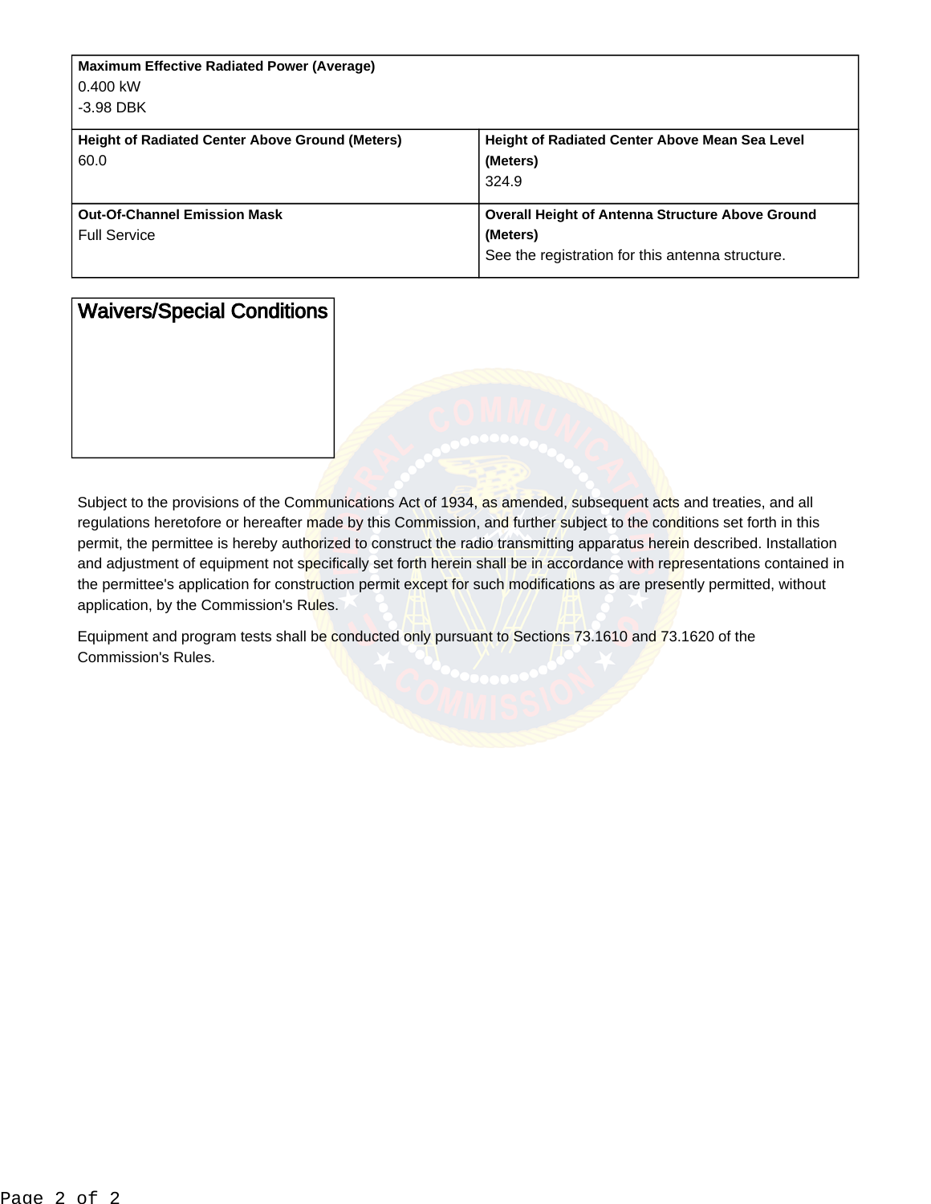| | |
|---|---|
| **Maximum Effective Radiated Power (Average)**<br>0.400 kW<br>-3.98 DBK | |
| **Height of Radiated Center Above Ground (Meters)**<br>60.0 | **Height of Radiated Center Above Mean Sea Level (Meters)**<br>324.9 |
| **Out-Of-Channel Emission Mask**<br>Full Service | **Overall Height of Antenna Structure Above Ground (Meters)**<br>See the registration for this antenna structure. |

## Waivers/Special Conditions

Subject to the provisions of the Communications Act of 1934, as amended, subsequent acts and treaties, and all regulations heretofore or hereafter made by this Commission, and further subject to the conditions set forth in this permit, the permittee is hereby authorized to construct the radio transmitting apparatus herein described. Installation and adjustment of equipment not specifically set forth herein shall be in accordance with representations contained in the permittee's application for construction permit except for such modifications as are presently permitted, without application, by the Commission's Rules.

Equipment and program tests shall be conducted only pursuant to Sections 73.1610 and 73.1620 of the Commission's Rules.